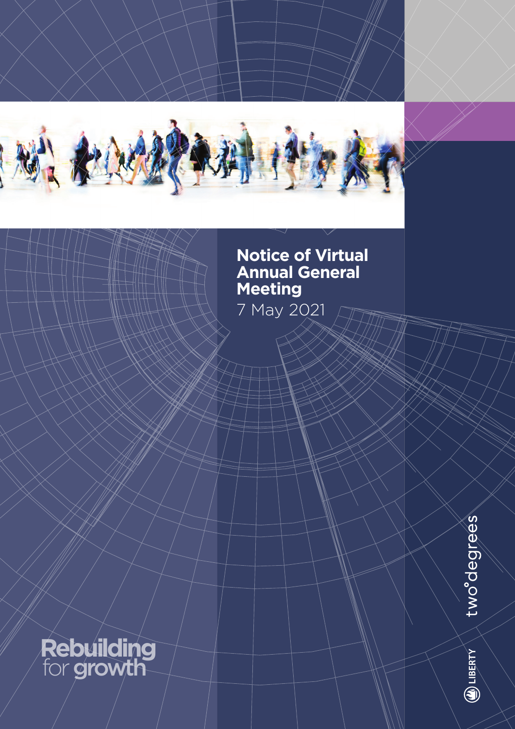# Notice of Virtual Annual General Meeting

7 May 2021

Rebuilding for growth

two°degrees

LIBERTY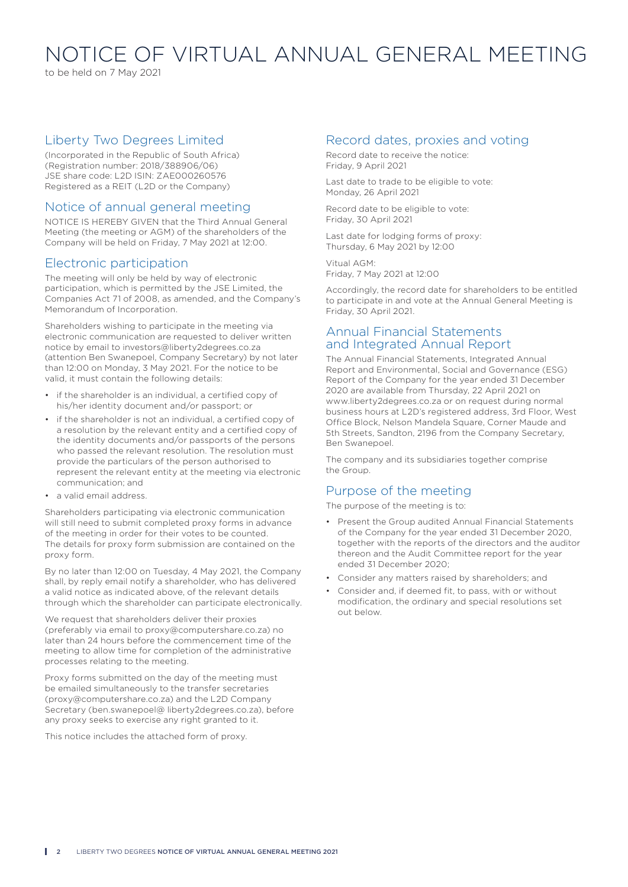# NOTICE OF VIRTUAL ANNUAL GENERAL MEETING

to be held on 7 May 2021

## Liberty Two Degrees Limited

(Incorporated in the Republic of South Africa)
(Registration number: 2018/388906/06)
JSE share code: L2D ISIN: ZAE000260576
Registered as a REIT (L2D or the Company)

## Notice of annual general meeting

NOTICE IS HEREBY GIVEN that the Third Annual General Meeting (the meeting or AGM) of the shareholders of the Company will be held on Friday, 7 May 2021 at 12:00.

## Electronic participation

The meeting will only be held by way of electronic participation, which is permitted by the JSE Limited, the Companies Act 71 of 2008, as amended, and the Company's Memorandum of Incorporation.

Shareholders wishing to participate in the meeting via electronic communication are requested to deliver written notice by email to investors@liberty2degrees.co.za (attention Ben Swanepoel, Company Secretary) by not later than 12:00 on Monday, 3 May 2021. For the notice to be valid, it must contain the following details:

- if the shareholder is an individual, a certified copy of his/her identity document and/or passport; or
- if the shareholder is not an individual, a certified copy of a resolution by the relevant entity and a certified copy of the identity documents and/or passports of the persons who passed the relevant resolution. The resolution must provide the particulars of the person authorised to represent the relevant entity at the meeting via electronic communication; and
- a valid email address.

Shareholders participating via electronic communication will still need to submit completed proxy forms in advance of the meeting in order for their votes to be counted. The details for proxy form submission are contained on the proxy form.

By no later than 12:00 on Tuesday, 4 May 2021, the Company shall, by reply email notify a shareholder, who has delivered a valid notice as indicated above, of the relevant details through which the shareholder can participate electronically.

We request that shareholders deliver their proxies (preferably via email to proxy@computershare.co.za) no later than 24 hours before the commencement time of the meeting to allow time for completion of the administrative processes relating to the meeting.

Proxy forms submitted on the day of the meeting must be emailed simultaneously to the transfer secretaries (proxy@computershare.co.za) and the L2D Company Secretary (ben.swanepoel@ liberty2degrees.co.za), before any proxy seeks to exercise any right granted to it.

This notice includes the attached form of proxy.

## Record dates, proxies and voting

Record date to receive the notice:
Friday, 9 April 2021

Last date to trade to be eligible to vote:
Monday, 26 April 2021

Record date to be eligible to vote:
Friday, 30 April 2021

Last date for lodging forms of proxy:
Thursday, 6 May 2021 by 12:00

Vitual AGM:
Friday, 7 May 2021 at 12:00

Accordingly, the record date for shareholders to be entitled to participate in and vote at the Annual General Meeting is Friday, 30 April 2021.

## Annual Financial Statements and Integrated Annual Report

The Annual Financial Statements, Integrated Annual Report and Environmental, Social and Governance (ESG) Report of the Company for the year ended 31 December 2020 are available from Thursday, 22 April 2021 on www.liberty2degrees.co.za or on request during normal business hours at L2D's registered address, 3rd Floor, West Office Block, Nelson Mandela Square, Corner Maude and 5th Streets, Sandton, 2196 from the Company Secretary, Ben Swanepoel.

The company and its subsidiaries together comprise the Group.

## Purpose of the meeting

The purpose of the meeting is to:

- Present the Group audited Annual Financial Statements of the Company for the year ended 31 December 2020, together with the reports of the directors and the auditor thereon and the Audit Committee report for the year ended 31 December 2020;
- Consider any matters raised by shareholders; and
- Consider and, if deemed fit, to pass, with or without modification, the ordinary and special resolutions set out below.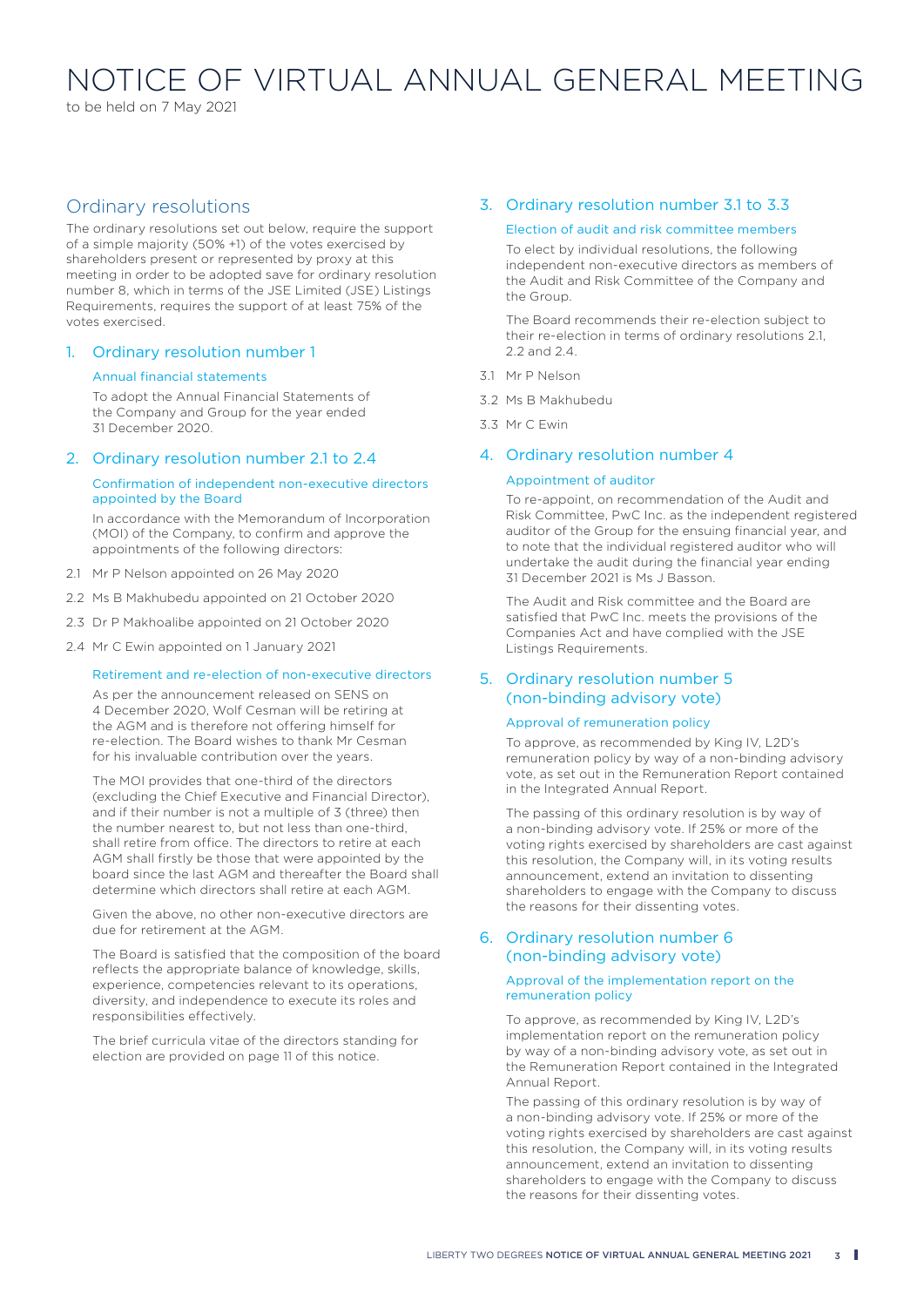# NOTICE OF VIRTUAL ANNUAL GENERAL MEETING

to be held on 7 May 2021

## Ordinary resolutions

The ordinary resolutions set out below, require the support of a simple majority (50% +1) of the votes exercised by shareholders present or represented by proxy at this meeting in order to be adopted save for ordinary resolution number 8, which in terms of the JSE Limited (JSE) Listings Requirements, requires the support of at least 75% of the votes exercised.

### 1. Ordinary resolution number 1

#### Annual financial statements

To adopt the Annual Financial Statements of the Company and Group for the year ended 31 December 2020.

### 2. Ordinary resolution number 2.1 to 2.4

#### Confirmation of independent non-executive directors appointed by the Board

In accordance with the Memorandum of Incorporation (MOI) of the Company, to confirm and approve the appointments of the following directors:

2.1 Mr P Nelson appointed on 26 May 2020

2.2 Ms B Makhubedu appointed on 21 October 2020

2.3 Dr P Makhoalibe appointed on 21 October 2020

2.4 Mr C Ewin appointed on 1 January 2021

#### Retirement and re-election of non-executive directors

As per the announcement released on SENS on 4 December 2020, Wolf Cesman will be retiring at the AGM and is therefore not offering himself for re-election. The Board wishes to thank Mr Cesman for his invaluable contribution over the years.

The MOI provides that one-third of the directors (excluding the Chief Executive and Financial Director), and if their number is not a multiple of 3 (three) then the number nearest to, but not less than one-third, shall retire from office. The directors to retire at each AGM shall firstly be those that were appointed by the board since the last AGM and thereafter the Board shall determine which directors shall retire at each AGM.

Given the above, no other non-executive directors are due for retirement at the AGM.

The Board is satisfied that the composition of the board reflects the appropriate balance of knowledge, skills, experience, competencies relevant to its operations, diversity, and independence to execute its roles and responsibilities effectively.

The brief curricula vitae of the directors standing for election are provided on page 11 of this notice.

### 3. Ordinary resolution number 3.1 to 3.3

#### Election of audit and risk committee members

To elect by individual resolutions, the following independent non-executive directors as members of the Audit and Risk Committee of the Company and the Group.

The Board recommends their re-election subject to their re-election in terms of ordinary resolutions 2.1, 2.2 and 2.4.

3.1 Mr P Nelson

3.2 Ms B Makhubedu

3.3 Mr C Ewin

### 4. Ordinary resolution number 4

#### Appointment of auditor

To re-appoint, on recommendation of the Audit and Risk Committee, PwC Inc. as the independent registered auditor of the Group for the ensuing financial year, and to note that the individual registered auditor who will undertake the audit during the financial year ending 31 December 2021 is Ms J Basson.

The Audit and Risk committee and the Board are satisfied that PwC Inc. meets the provisions of the Companies Act and have complied with the JSE Listings Requirements.

### 5. Ordinary resolution number 5 (non-binding advisory vote)

#### Approval of remuneration policy

To approve, as recommended by King IV, L2D's remuneration policy by way of a non-binding advisory vote, as set out in the Remuneration Report contained in the Integrated Annual Report.

The passing of this ordinary resolution is by way of a non-binding advisory vote. If 25% or more of the voting rights exercised by shareholders are cast against this resolution, the Company will, in its voting results announcement, extend an invitation to dissenting shareholders to engage with the Company to discuss the reasons for their dissenting votes.

### 6. Ordinary resolution number 6 (non-binding advisory vote)

#### Approval of the implementation report on the remuneration policy

To approve, as recommended by King IV, L2D's implementation report on the remuneration policy by way of a non-binding advisory vote, as set out in the Remuneration Report contained in the Integrated Annual Report.

The passing of this ordinary resolution is by way of a non-binding advisory vote. If 25% or more of the voting rights exercised by shareholders are cast against this resolution, the Company will, in its voting results announcement, extend an invitation to dissenting shareholders to engage with the Company to discuss the reasons for their dissenting votes.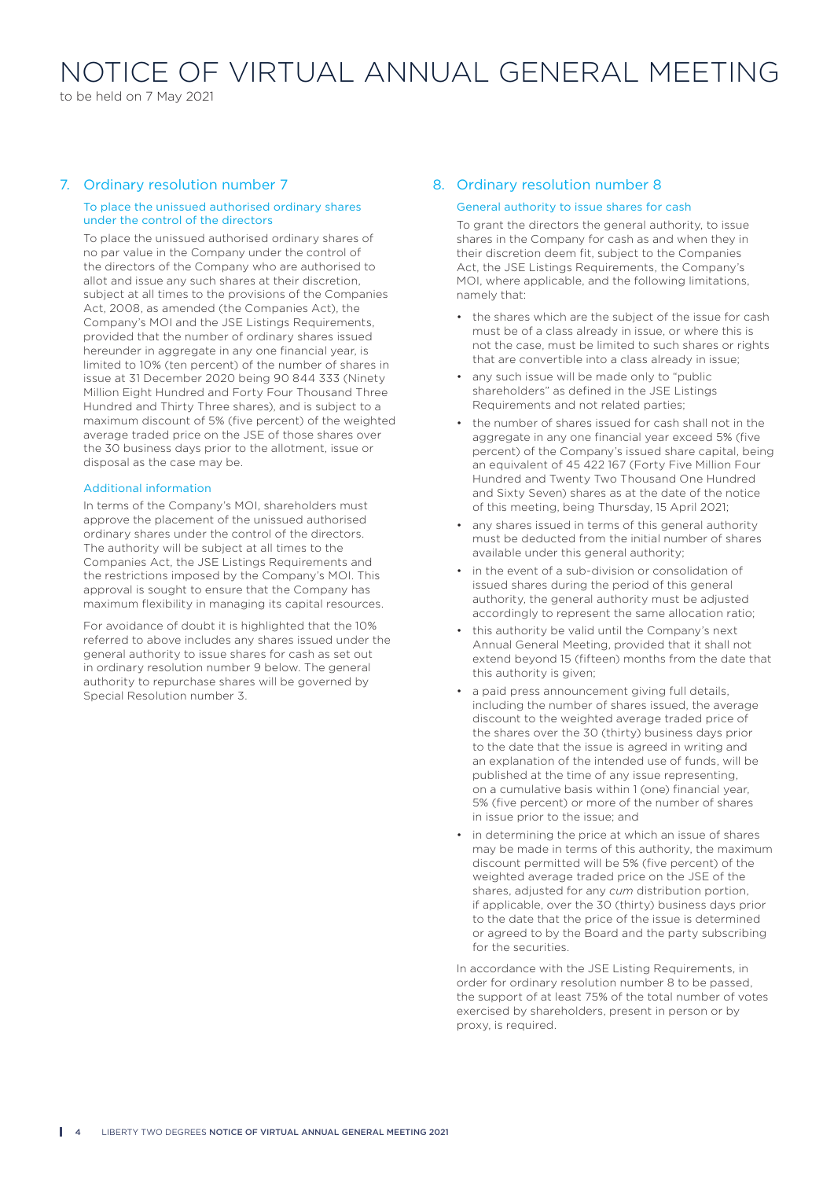# NOTICE OF VIRTUAL ANNUAL GENERAL MEETING

to be held on 7 May 2021

## 7. Ordinary resolution number 7

### To place the unissued authorised ordinary shares under the control of the directors

To place the unissued authorised ordinary shares of no par value in the Company under the control of the directors of the Company who are authorised to allot and issue any such shares at their discretion, subject at all times to the provisions of the Companies Act, 2008, as amended (the Companies Act), the Company's MOI and the JSE Listings Requirements, provided that the number of ordinary shares issued hereunder in aggregate in any one financial year, is limited to 10% (ten percent) of the number of shares in issue at 31 December 2020 being 90 844 333 (Ninety Million Eight Hundred and Forty Four Thousand Three Hundred and Thirty Three shares), and is subject to a maximum discount of 5% (five percent) of the weighted average traded price on the JSE of those shares over the 30 business days prior to the allotment, issue or disposal as the case may be.

### Additional information

In terms of the Company's MOI, shareholders must approve the placement of the unissued authorised ordinary shares under the control of the directors. The authority will be subject at all times to the Companies Act, the JSE Listings Requirements and the restrictions imposed by the Company's MOI. This approval is sought to ensure that the Company has maximum flexibility in managing its capital resources.

For avoidance of doubt it is highlighted that the 10% referred to above includes any shares issued under the general authority to issue shares for cash as set out in ordinary resolution number 9 below. The general authority to repurchase shares will be governed by Special Resolution number 3.

## 8. Ordinary resolution number 8

### General authority to issue shares for cash

To grant the directors the general authority, to issue shares in the Company for cash as and when they in their discretion deem fit, subject to the Companies Act, the JSE Listings Requirements, the Company's MOI, where applicable, and the following limitations, namely that:

- the shares which are the subject of the issue for cash must be of a class already in issue, or where this is not the case, must be limited to such shares or rights that are convertible into a class already in issue;
- any such issue will be made only to "public shareholders" as defined in the JSE Listings Requirements and not related parties;
- the number of shares issued for cash shall not in the aggregate in any one financial year exceed 5% (five percent) of the Company's issued share capital, being an equivalent of 45 422 167 (Forty Five Million Four Hundred and Twenty Two Thousand One Hundred and Sixty Seven) shares as at the date of the notice of this meeting, being Thursday, 15 April 2021;
- any shares issued in terms of this general authority must be deducted from the initial number of shares available under this general authority;
- in the event of a sub-division or consolidation of issued shares during the period of this general authority, the general authority must be adjusted accordingly to represent the same allocation ratio;
- this authority be valid until the Company's next Annual General Meeting, provided that it shall not extend beyond 15 (fifteen) months from the date that this authority is given;
- a paid press announcement giving full details, including the number of shares issued, the average discount to the weighted average traded price of the shares over the 30 (thirty) business days prior to the date that the issue is agreed in writing and an explanation of the intended use of funds, will be published at the time of any issue representing, on a cumulative basis within 1 (one) financial year, 5% (five percent) or more of the number of shares in issue prior to the issue; and
- in determining the price at which an issue of shares may be made in terms of this authority, the maximum discount permitted will be 5% (five percent) of the weighted average traded price on the JSE of the shares, adjusted for any *cum* distribution portion, if applicable, over the 30 (thirty) business days prior to the date that the price of the issue is determined or agreed to by the Board and the party subscribing for the securities.

In accordance with the JSE Listing Requirements, in order for ordinary resolution number 8 to be passed, the support of at least 75% of the total number of votes exercised by shareholders, present in person or by proxy, is required.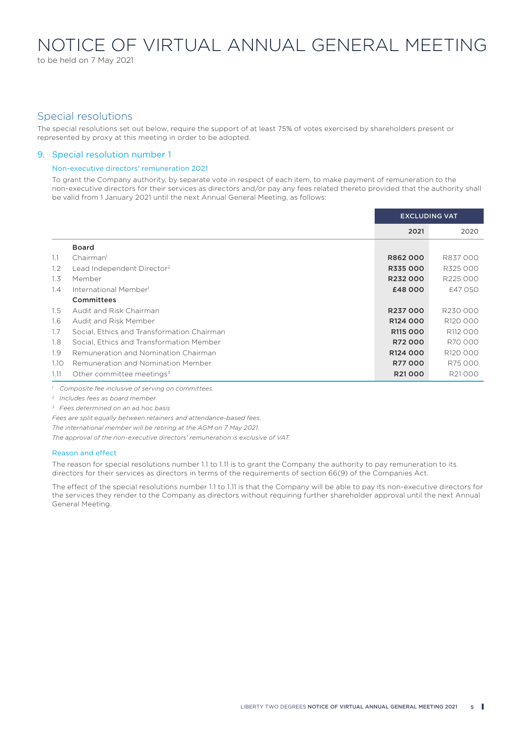# NOTICE OF VIRTUAL ANNUAL GENERAL MEETING

to be held on 7 May 2021

## Special resolutions

The special resolutions set out below, require the support of at least 75% of votes exercised by shareholders present or represented by proxy at this meeting in order to be adopted.

### 9. Special resolution number 1

#### Non-executive directors' remuneration 2021

To grant the Company authority, by separate vote in respect of each item, to make payment of remuneration to the non-executive directors for their services as directors and/or pay any fees related thereto provided that the authority shall be valid from 1 January 2021 until the next Annual General Meeting, as follows:

| | | EXCLUDING VAT | |
|---|---|---|---|
| | | **2021** | 2020 |
| | **Board** | | |
| 1.1 | Chairman[1] | **R862 000** | R837 000 |
| 1.2 | Lead Independent Director[2] | **R335 000** | R325 000 |
| 1.3 | Member | **R232 000** | R225 000 |
| 1.4 | International Member[1] | **£48 000** | £47 050 |
| | **Committees** | | |
| 1.5 | Audit and Risk Chairman | **R237 000** | R230 000 |
| 1.6 | Audit and Risk Member | **R124 000** | R120 000 |
| 1.7 | Social, Ethics and Transformation Chairman | **R115 000** | R112 000 |
| 1.8 | Social, Ethics and Transformation Member | **R72 000** | R70 000 |
| 1.9 | Remuneration and Nomination Chairman | **R124 000** | R120 000 |
| 1.10 | Remuneration and Nomination Member | **R77 000** | R75 000 |
| 1.11 | Other committee meetings[3] | **R21 000** | R21 000 |

*[1] Composite fee inclusive of serving on committees.*

*[2] Includes fees as board member*

*[3] Fees determined on an* ad hoc *basis*

*Fees are split equally between retainers and attendance-based fees.*

*The international member will be retiring at the AGM on 7 May 2021.*

*The approval of the non-executive directors' remuneration is exclusive of VAT.*

#### Reason and effect

The reason for special resolutions number 1.1 to 1.11 is to grant the Company the authority to pay remuneration to its directors for their services as directors in terms of the requirements of section 66(9) of the Companies Act.

The effect of the special resolutions number 1.1 to 1.11 is that the Company will be able to pay its non-executive directors for the services they render to the Company as directors without requiring further shareholder approval until the next Annual General Meeting.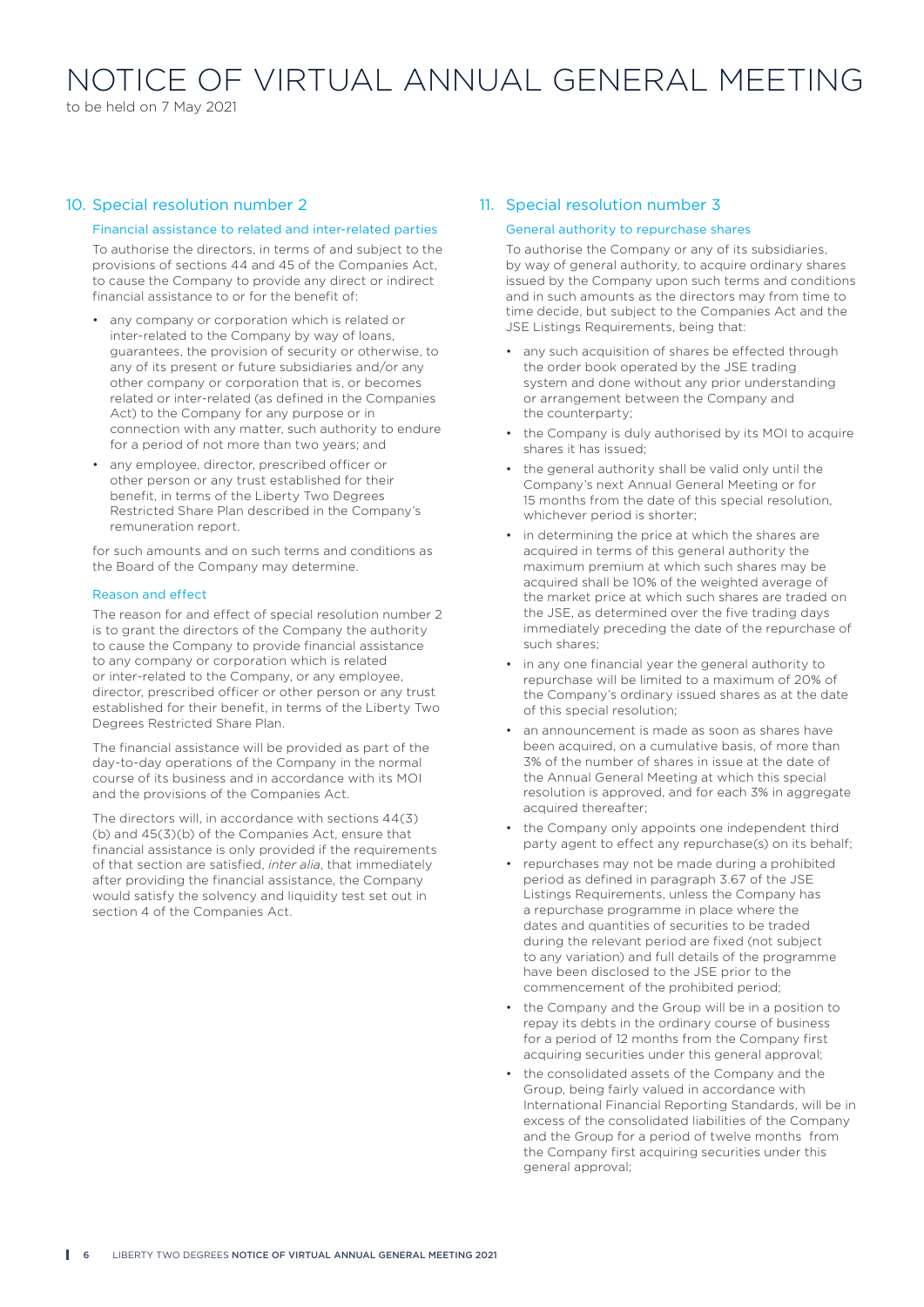## 10. Special resolution number 2

### Financial assistance to related and inter-related parties

To authorise the directors, in terms of and subject to the provisions of sections 44 and 45 of the Companies Act, to cause the Company to provide any direct or indirect financial assistance to or for the benefit of:

- any company or corporation which is related or inter-related to the Company by way of loans, guarantees, the provision of security or otherwise, to any of its present or future subsidiaries and/or any other company or corporation that is, or becomes related or inter-related (as defined in the Companies Act) to the Company for any purpose or in connection with any matter, such authority to endure for a period of not more than two years; and
- any employee, director, prescribed officer or other person or any trust established for their benefit, in terms of the Liberty Two Degrees Restricted Share Plan described in the Company's remuneration report.

for such amounts and on such terms and conditions as the Board of the Company may determine.

### Reason and effect

The reason for and effect of special resolution number 2 is to grant the directors of the Company the authority to cause the Company to provide financial assistance to any company or corporation which is related or inter-related to the Company, or any employee, director, prescribed officer or other person or any trust established for their benefit, in terms of the Liberty Two Degrees Restricted Share Plan.

The financial assistance will be provided as part of the day-to-day operations of the Company in the normal course of its business and in accordance with its MOI and the provisions of the Companies Act.

The directors will, in accordance with sections 44(3)(b) and 45(3)(b) of the Companies Act, ensure that financial assistance is only provided if the requirements of that section are satisfied, *inter alia*, that immediately after providing the financial assistance, the Company would satisfy the solvency and liquidity test set out in section 4 of the Companies Act.

## 11. Special resolution number 3

### General authority to repurchase shares

To authorise the Company or any of its subsidiaries, by way of general authority, to acquire ordinary shares issued by the Company upon such terms and conditions and in such amounts as the directors may from time to time decide, but subject to the Companies Act and the JSE Listings Requirements, being that:

- any such acquisition of shares be effected through the order book operated by the JSE trading system and done without any prior understanding or arrangement between the Company and the counterparty;
- the Company is duly authorised by its MOI to acquire shares it has issued;
- the general authority shall be valid only until the Company's next Annual General Meeting or for 15 months from the date of this special resolution, whichever period is shorter;
- in determining the price at which the shares are acquired in terms of this general authority the maximum premium at which such shares may be acquired shall be 10% of the weighted average of the market price at which such shares are traded on the JSE, as determined over the five trading days immediately preceding the date of the repurchase of such shares;
- in any one financial year the general authority to repurchase will be limited to a maximum of 20% of the Company's ordinary issued shares as at the date of this special resolution;
- an announcement is made as soon as shares have been acquired, on a cumulative basis, of more than 3% of the number of shares in issue at the date of the Annual General Meeting at which this special resolution is approved, and for each 3% in aggregate acquired thereafter;
- the Company only appoints one independent third party agent to effect any repurchase(s) on its behalf;
- repurchases may not be made during a prohibited period as defined in paragraph 3.67 of the JSE Listings Requirements, unless the Company has a repurchase programme in place where the dates and quantities of securities to be traded during the relevant period are fixed (not subject to any variation) and full details of the programme have been disclosed to the JSE prior to the commencement of the prohibited period;
- the Company and the Group will be in a position to repay its debts in the ordinary course of business for a period of 12 months from the Company first acquiring securities under this general approval;
- the consolidated assets of the Company and the Group, being fairly valued in accordance with International Financial Reporting Standards, will be in excess of the consolidated liabilities of the Company and the Group for a period of twelve months from the Company first acquiring securities under this general approval;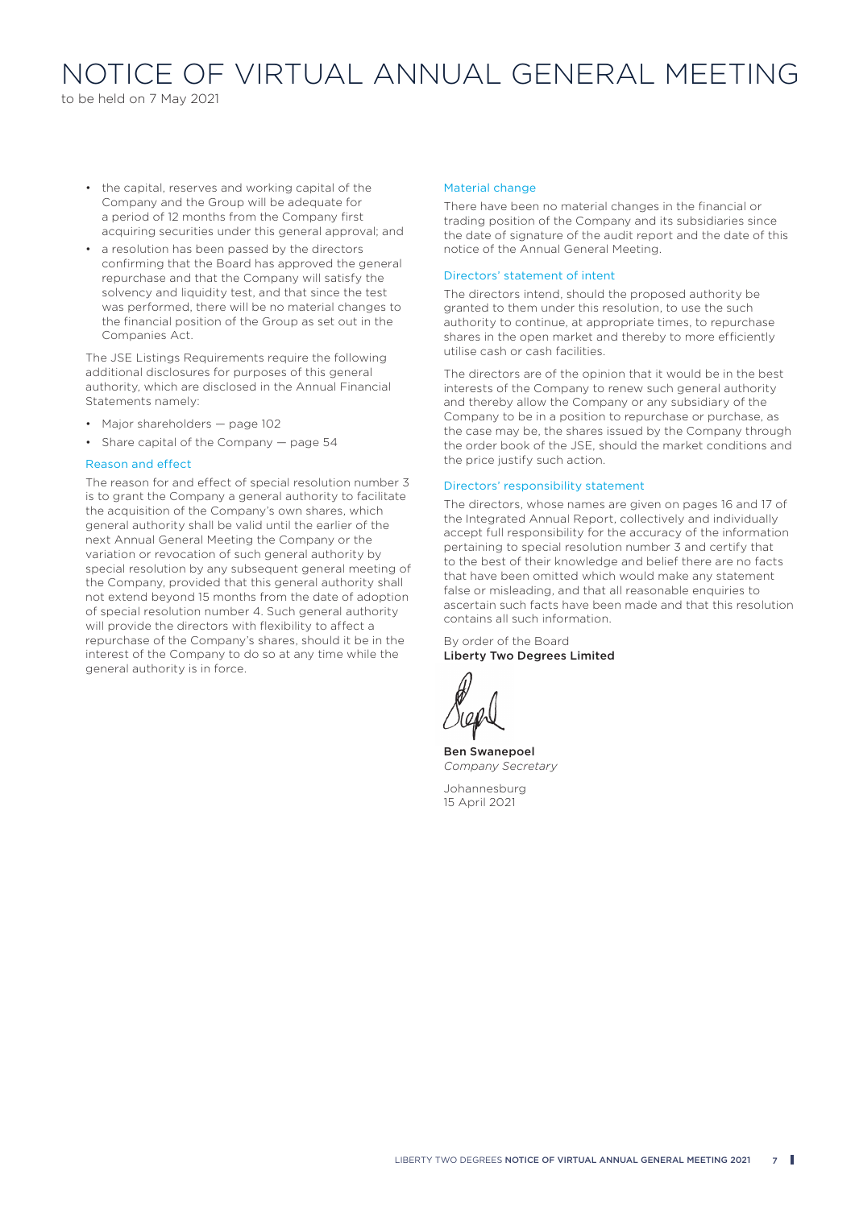# NOTICE OF VIRTUAL ANNUAL GENERAL MEETING

to be held on 7 May 2021

- the capital, reserves and working capital of the Company and the Group will be adequate for a period of 12 months from the Company first acquiring securities under this general approval; and
- a resolution has been passed by the directors confirming that the Board has approved the general repurchase and that the Company will satisfy the solvency and liquidity test, and that since the test was performed, there will be no material changes to the financial position of the Group as set out in the Companies Act.

The JSE Listings Requirements require the following additional disclosures for purposes of this general authority, which are disclosed in the Annual Financial Statements namely:

- Major shareholders — page 102
- Share capital of the Company — page 54

### Reason and effect

The reason for and effect of special resolution number 3 is to grant the Company a general authority to facilitate the acquisition of the Company's own shares, which general authority shall be valid until the earlier of the next Annual General Meeting the Company or the variation or revocation of such general authority by special resolution by any subsequent general meeting of the Company, provided that this general authority shall not extend beyond 15 months from the date of adoption of special resolution number 4. Such general authority will provide the directors with flexibility to affect a repurchase of the Company's shares, should it be in the interest of the Company to do so at any time while the general authority is in force.

### Material change

There have been no material changes in the financial or trading position of the Company and its subsidiaries since the date of signature of the audit report and the date of this notice of the Annual General Meeting.

### Directors' statement of intent

The directors intend, should the proposed authority be granted to them under this resolution, to use the such authority to continue, at appropriate times, to repurchase shares in the open market and thereby to more efficiently utilise cash or cash facilities.

The directors are of the opinion that it would be in the best interests of the Company to renew such general authority and thereby allow the Company or any subsidiary of the Company to be in a position to repurchase or purchase, as the case may be, the shares issued by the Company through the order book of the JSE, should the market conditions and the price justify such action.

### Directors' responsibility statement

The directors, whose names are given on pages 16 and 17 of the Integrated Annual Report, collectively and individually accept full responsibility for the accuracy of the information pertaining to special resolution number 3 and certify that to the best of their knowledge and belief there are no facts that have been omitted which would make any statement false or misleading, and that all reasonable enquiries to ascertain such facts have been made and that this resolution contains all such information.

By order of the Board
**Liberty Two Degrees Limited**

**Ben Swanepoel**
*Company Secretary*

Johannesburg
15 April 2021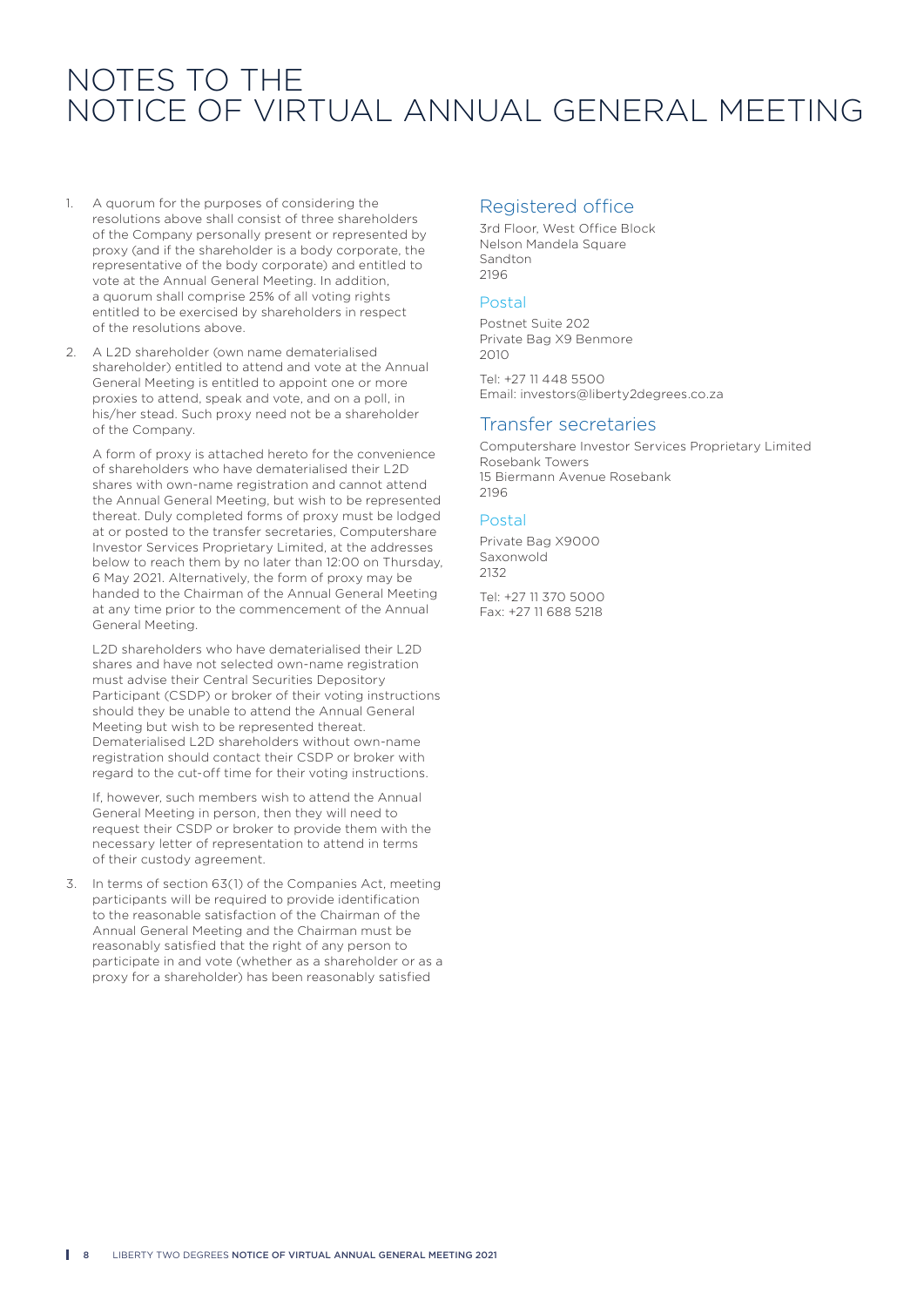# NOTES TO THE NOTICE OF VIRTUAL ANNUAL GENERAL MEETING

1. A quorum for the purposes of considering the resolutions above shall consist of three shareholders of the Company personally present or represented by proxy (and if the shareholder is a body corporate, the representative of the body corporate) and entitled to vote at the Annual General Meeting. In addition, a quorum shall comprise 25% of all voting rights entitled to be exercised by shareholders in respect of the resolutions above.

2. A L2D shareholder (own name dematerialised shareholder) entitled to attend and vote at the Annual General Meeting is entitled to appoint one or more proxies to attend, speak and vote, and on a poll, in his/her stead. Such proxy need not be a shareholder of the Company.

   A form of proxy is attached hereto for the convenience of shareholders who have dematerialised their L2D shares with own-name registration and cannot attend the Annual General Meeting, but wish to be represented thereat. Duly completed forms of proxy must be lodged at or posted to the transfer secretaries, Computershare Investor Services Proprietary Limited, at the addresses below to reach them by no later than 12:00 on Thursday, 6 May 2021. Alternatively, the form of proxy may be handed to the Chairman of the Annual General Meeting at any time prior to the commencement of the Annual General Meeting.

   L2D shareholders who have dematerialised their L2D shares and have not selected own-name registration must advise their Central Securities Depository Participant (CSDP) or broker of their voting instructions should they be unable to attend the Annual General Meeting but wish to be represented thereat. Dematerialised L2D shareholders without own-name registration should contact their CSDP or broker with regard to the cut-off time for their voting instructions.

   If, however, such members wish to attend the Annual General Meeting in person, then they will need to request their CSDP or broker to provide them with the necessary letter of representation to attend in terms of their custody agreement.

3. In terms of section 63(1) of the Companies Act, meeting participants will be required to provide identification to the reasonable satisfaction of the Chairman of the Annual General Meeting and the Chairman must be reasonably satisfied that the right of any person to participate in and vote (whether as a shareholder or as a proxy for a shareholder) has been reasonably satisfied

## Registered office

3rd Floor, West Office Block  
Nelson Mandela Square  
Sandton  
2196

### Postal

Postnet Suite 202  
Private Bag X9 Benmore  
2010

Tel: +27 11 448 5500  
Email: investors@liberty2degrees.co.za

## Transfer secretaries

Computershare Investor Services Proprietary Limited  
Rosebank Towers  
15 Biermann Avenue Rosebank  
2196

### Postal

Private Bag X9000  
Saxonwold  
2132

Tel: +27 11 370 5000  
Fax: +27 11 688 5218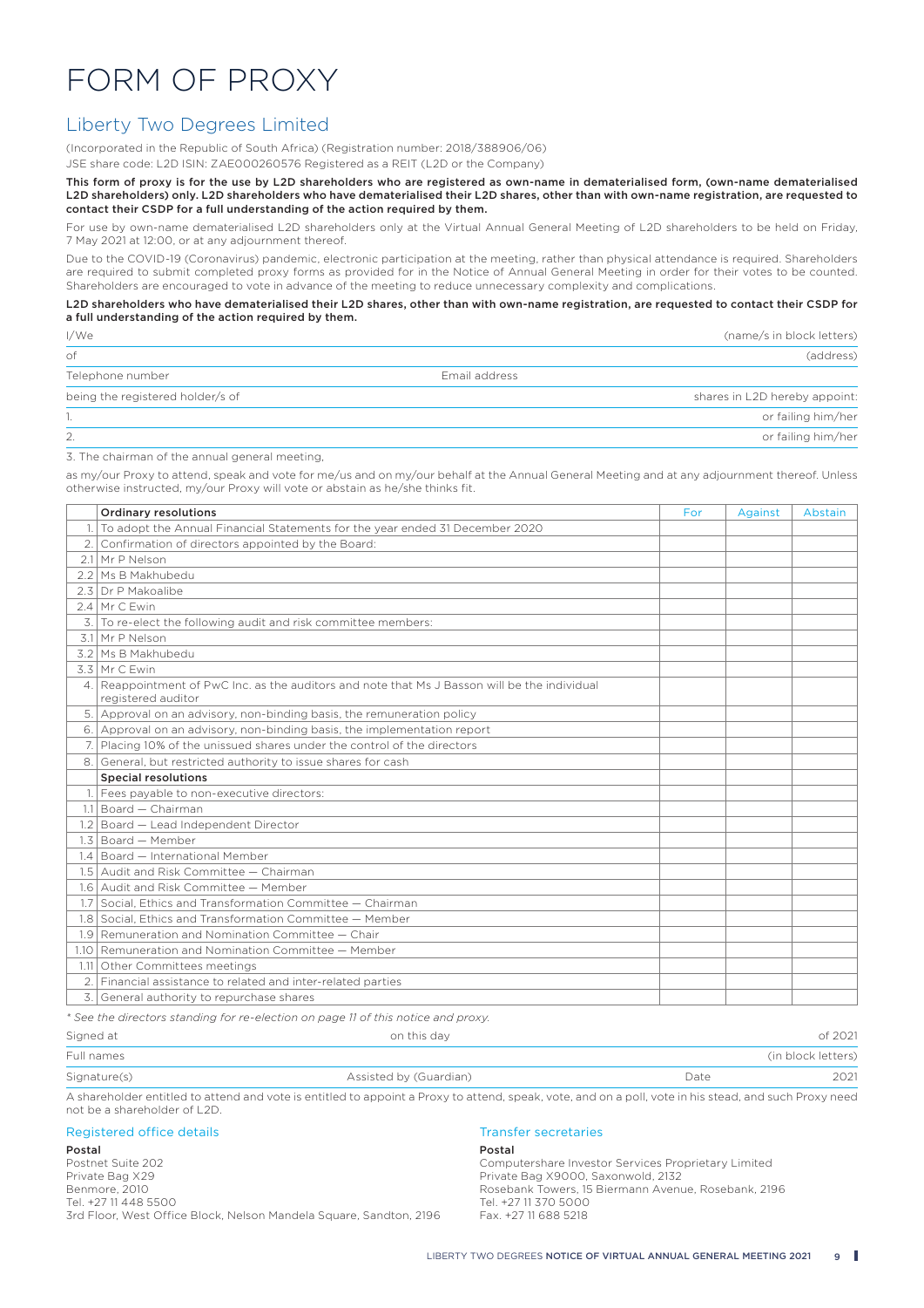# FORM OF PROXY

## Liberty Two Degrees Limited

(Incorporated in the Republic of South Africa) (Registration number: 2018/388906/06)
JSE share code: L2D ISIN: ZAE000260576 Registered as a REIT (L2D or the Company)

**This form of proxy is for the use by L2D shareholders who are registered as own-name in dematerialised form, (own-name dematerialised L2D shareholders) only. L2D shareholders who have dematerialised their L2D shares, other than with own-name registration, are requested to contact their CSDP for a full understanding of the action required by them.**

For use by own-name dematerialised L2D shareholders only at the Virtual Annual General Meeting of L2D shareholders to be held on Friday, 7 May 2021 at 12:00, or at any adjournment thereof.

Due to the COVID-19 (Coronavirus) pandemic, electronic participation at the meeting, rather than physical attendance is required. Shareholders are required to submit completed proxy forms as provided for in the Notice of Annual General Meeting in order for their votes to be counted. Shareholders are encouraged to vote in advance of the meeting to reduce unnecessary complexity and complications.

**L2D shareholders who have dematerialised their L2D shares, other than with own-name registration, are requested to contact their CSDP for a full understanding of the action required by them.**

I/We (name/s in block letters)

of (address)

Telephone number Email address

being the registered holder/s of shares in L2D hereby appoint:

1. or failing him/her

2. or failing him/her

3. The chairman of the annual general meeting,

as my/our Proxy to attend, speak and vote for me/us and on my/our behalf at the Annual General Meeting and at any adjournment thereof. Unless otherwise instructed, my/our Proxy will vote or abstain as he/she thinks fit.

| | Ordinary resolutions | For | Against | Abstain |
|---|---|---|---|---|
| 1. | To adopt the Annual Financial Statements for the year ended 31 December 2020 | | | |
| 2. | Confirmation of directors appointed by the Board: | | | |
| 2.1 | Mr P Nelson | | | |
| 2.2 | Ms B Makhubedu | | | |
| 2.3 | Dr P Makoalibe | | | |
| 2.4 | Mr C Ewin | | | |
| 3. | To re-elect the following audit and risk committee members: | | | |
| 3.1 | Mr P Nelson | | | |
| 3.2 | Ms B Makhubedu | | | |
| 3.3 | Mr C Ewin | | | |
| 4. | Reappointment of PwC Inc. as the auditors and note that Ms J Basson will be the individual registered auditor | | | |
| 5. | Approval on an advisory, non-binding basis, the remuneration policy | | | |
| 6. | Approval on an advisory, non-binding basis, the implementation report | | | |
| 7. | Placing 10% of the unissued shares under the control of the directors | | | |
| 8. | General, but restricted authority to issue shares for cash | | | |
| | **Special resolutions** | | | |
| 1. | Fees payable to non-executive directors: | | | |
| 1.1 | Board — Chairman | | | |
| 1.2 | Board — Lead Independent Director | | | |
| 1.3 | Board — Member | | | |
| 1.4 | Board — International Member | | | |
| 1.5 | Audit and Risk Committee — Chairman | | | |
| 1.6 | Audit and Risk Committee — Member | | | |
| 1.7 | Social, Ethics and Transformation Committee — Chairman | | | |
| 1.8 | Social, Ethics and Transformation Committee — Member | | | |
| 1.9 | Remuneration and Nomination Committee — Chair | | | |
| 1.10 | Remuneration and Nomination Committee — Member | | | |
| 1.11 | Other Committees meetings | | | |
| 2. | Financial assistance to related and inter-related parties | | | |
| 3. | General authority to repurchase shares | | | |

*\* See the directors standing for re-election on page 11 of this notice and proxy.*

Signed at on this day of 2021

Full names (in block letters)

Signature(s) Assisted by (Guardian) Date 2021

A shareholder entitled to attend and vote is entitled to appoint a Proxy to attend, speak, vote, and on a poll, vote in his stead, and such Proxy need not be a shareholder of L2D.

### Registered office details

**Postal**
Postnet Suite 202
Private Bag X29
Benmore, 2010
Tel. +27 11 448 5500
3rd Floor, West Office Block, Nelson Mandela Square, Sandton, 2196

### Transfer secretaries

**Postal**
Computershare Investor Services Proprietary Limited
Private Bag X9000, Saxonwold, 2132
Rosebank Towers, 15 Biermann Avenue, Rosebank, 2196
Tel. +27 11 370 5000
Fax. +27 11 688 5218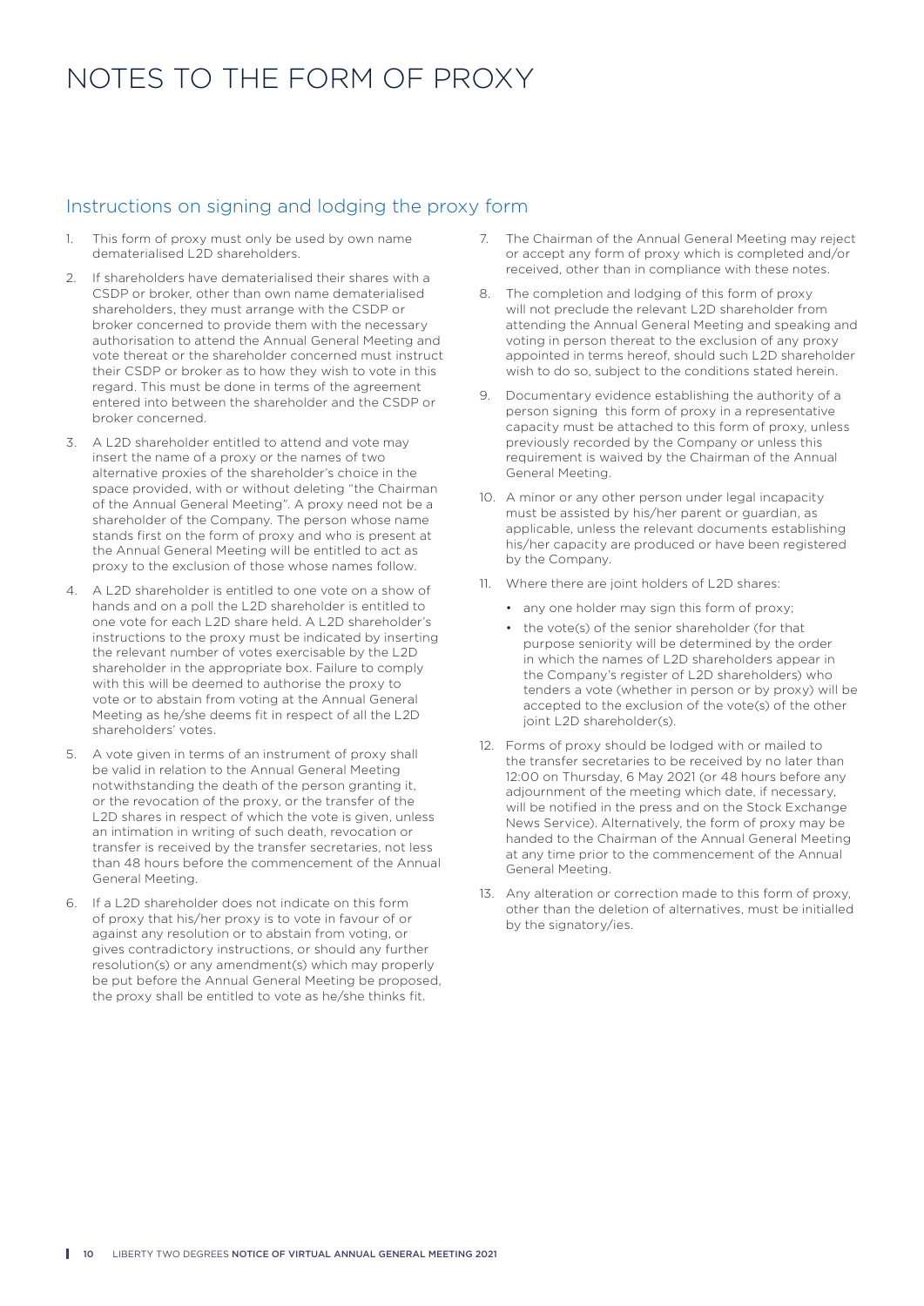# NOTES TO THE FORM OF PROXY

## Instructions on signing and lodging the proxy form

1. This form of proxy must only be used by own name dematerialised L2D shareholders.
2. If shareholders have dematerialised their shares with a CSDP or broker, other than own name dematerialised shareholders, they must arrange with the CSDP or broker concerned to provide them with the necessary authorisation to attend the Annual General Meeting and vote thereat or the shareholder concerned must instruct their CSDP or broker as to how they wish to vote in this regard. This must be done in terms of the agreement entered into between the shareholder and the CSDP or broker concerned.
3. A L2D shareholder entitled to attend and vote may insert the name of a proxy or the names of two alternative proxies of the shareholder's choice in the space provided, with or without deleting "the Chairman of the Annual General Meeting". A proxy need not be a shareholder of the Company. The person whose name stands first on the form of proxy and who is present at the Annual General Meeting will be entitled to act as proxy to the exclusion of those whose names follow.
4. A L2D shareholder is entitled to one vote on a show of hands and on a poll the L2D shareholder is entitled to one vote for each L2D share held. A L2D shareholder's instructions to the proxy must be indicated by inserting the relevant number of votes exercisable by the L2D shareholder in the appropriate box. Failure to comply with this will be deemed to authorise the proxy to vote or to abstain from voting at the Annual General Meeting as he/she deems fit in respect of all the L2D shareholders' votes.
5. A vote given in terms of an instrument of proxy shall be valid in relation to the Annual General Meeting notwithstanding the death of the person granting it, or the revocation of the proxy, or the transfer of the L2D shares in respect of which the vote is given, unless an intimation in writing of such death, revocation or transfer is received by the transfer secretaries, not less than 48 hours before the commencement of the Annual General Meeting.
6. If a L2D shareholder does not indicate on this form of proxy that his/her proxy is to vote in favour of or against any resolution or to abstain from voting, or gives contradictory instructions, or should any further resolution(s) or any amendment(s) which may properly be put before the Annual General Meeting be proposed, the proxy shall be entitled to vote as he/she thinks fit.
7. The Chairman of the Annual General Meeting may reject or accept any form of proxy which is completed and/or received, other than in compliance with these notes.
8. The completion and lodging of this form of proxy will not preclude the relevant L2D shareholder from attending the Annual General Meeting and speaking and voting in person thereat to the exclusion of any proxy appointed in terms hereof, should such L2D shareholder wish to do so, subject to the conditions stated herein.
9. Documentary evidence establishing the authority of a person signing this form of proxy in a representative capacity must be attached to this form of proxy, unless previously recorded by the Company or unless this requirement is waived by the Chairman of the Annual General Meeting.
10. A minor or any other person under legal incapacity must be assisted by his/her parent or guardian, as applicable, unless the relevant documents establishing his/her capacity are produced or have been registered by the Company.
11. Where there are joint holders of L2D shares:
    - any one holder may sign this form of proxy;
    - the vote(s) of the senior shareholder (for that purpose seniority will be determined by the order in which the names of L2D shareholders appear in the Company's register of L2D shareholders) who tenders a vote (whether in person or by proxy) will be accepted to the exclusion of the vote(s) of the other joint L2D shareholder(s).
12. Forms of proxy should be lodged with or mailed to the transfer secretaries to be received by no later than 12:00 on Thursday, 6 May 2021 (or 48 hours before any adjournment of the meeting which date, if necessary, will be notified in the press and on the Stock Exchange News Service). Alternatively, the form of proxy may be handed to the Chairman of the Annual General Meeting at any time prior to the commencement of the Annual General Meeting.
13. Any alteration or correction made to this form of proxy, other than the deletion of alternatives, must be initialled by the signatory/ies.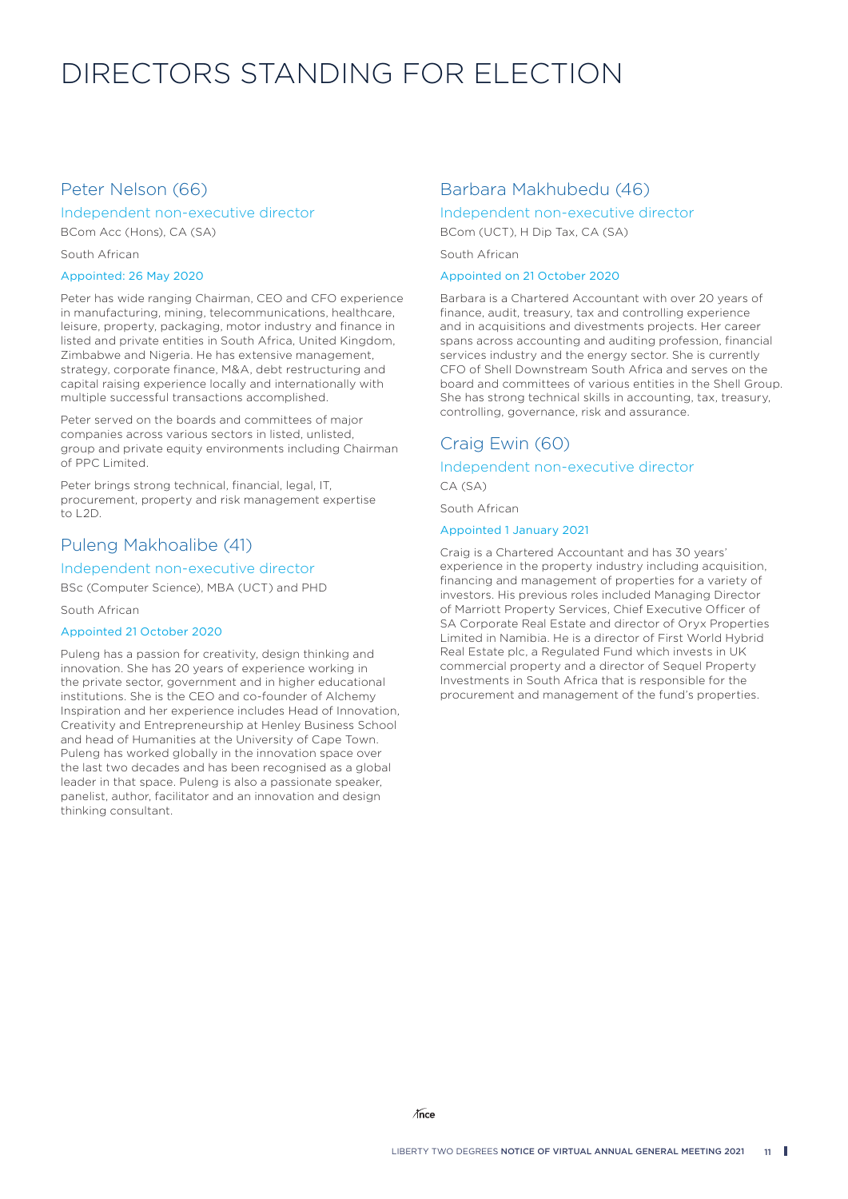# DIRECTORS STANDING FOR ELECTION

## Peter Nelson (66)

### Independent non-executive director

BCom Acc (Hons), CA (SA)

South African

Appointed: 26 May 2020

Peter has wide ranging Chairman, CEO and CFO experience in manufacturing, mining, telecommunications, healthcare, leisure, property, packaging, motor industry and finance in listed and private entities in South Africa, United Kingdom, Zimbabwe and Nigeria. He has extensive management, strategy, corporate finance, M&A, debt restructuring and capital raising experience locally and internationally with multiple successful transactions accomplished.

Peter served on the boards and committees of major companies across various sectors in listed, unlisted, group and private equity environments including Chairman of PPC Limited.

Peter brings strong technical, financial, legal, IT, procurement, property and risk management expertise to L2D.

## Puleng Makhoalibe (41)

### Independent non-executive director

BSc (Computer Science), MBA (UCT) and PHD

South African

Appointed 21 October 2020

Puleng has a passion for creativity, design thinking and innovation. She has 20 years of experience working in the private sector, government and in higher educational institutions. She is the CEO and co-founder of Alchemy Inspiration and her experience includes Head of Innovation, Creativity and Entrepreneurship at Henley Business School and head of Humanities at the University of Cape Town. Puleng has worked globally in the innovation space over the last two decades and has been recognised as a global leader in that space. Puleng is also a passionate speaker, panelist, author, facilitator and an innovation and design thinking consultant.

## Barbara Makhubedu (46)

### Independent non-executive director

BCom (UCT), H Dip Tax, CA (SA)

South African

Appointed on 21 October 2020

Barbara is a Chartered Accountant with over 20 years of finance, audit, treasury, tax and controlling experience and in acquisitions and divestments projects. Her career spans across accounting and auditing profession, financial services industry and the energy sector. She is currently CFO of Shell Downstream South Africa and serves on the board and committees of various entities in the Shell Group. She has strong technical skills in accounting, tax, treasury, controlling, governance, risk and assurance.

## Craig Ewin (60)

### Independent non-executive director

CA (SA)

South African

Appointed 1 January 2021

Craig is a Chartered Accountant and has 30 years' experience in the property industry including acquisition, financing and management of properties for a variety of investors. His previous roles included Managing Director of Marriott Property Services, Chief Executive Officer of SA Corporate Real Estate and director of Oryx Properties Limited in Namibia. He is a director of First World Hybrid Real Estate plc, a Regulated Fund which invests in UK commercial property and a director of Sequel Property Investments in South Africa that is responsible for the procurement and management of the fund's properties.